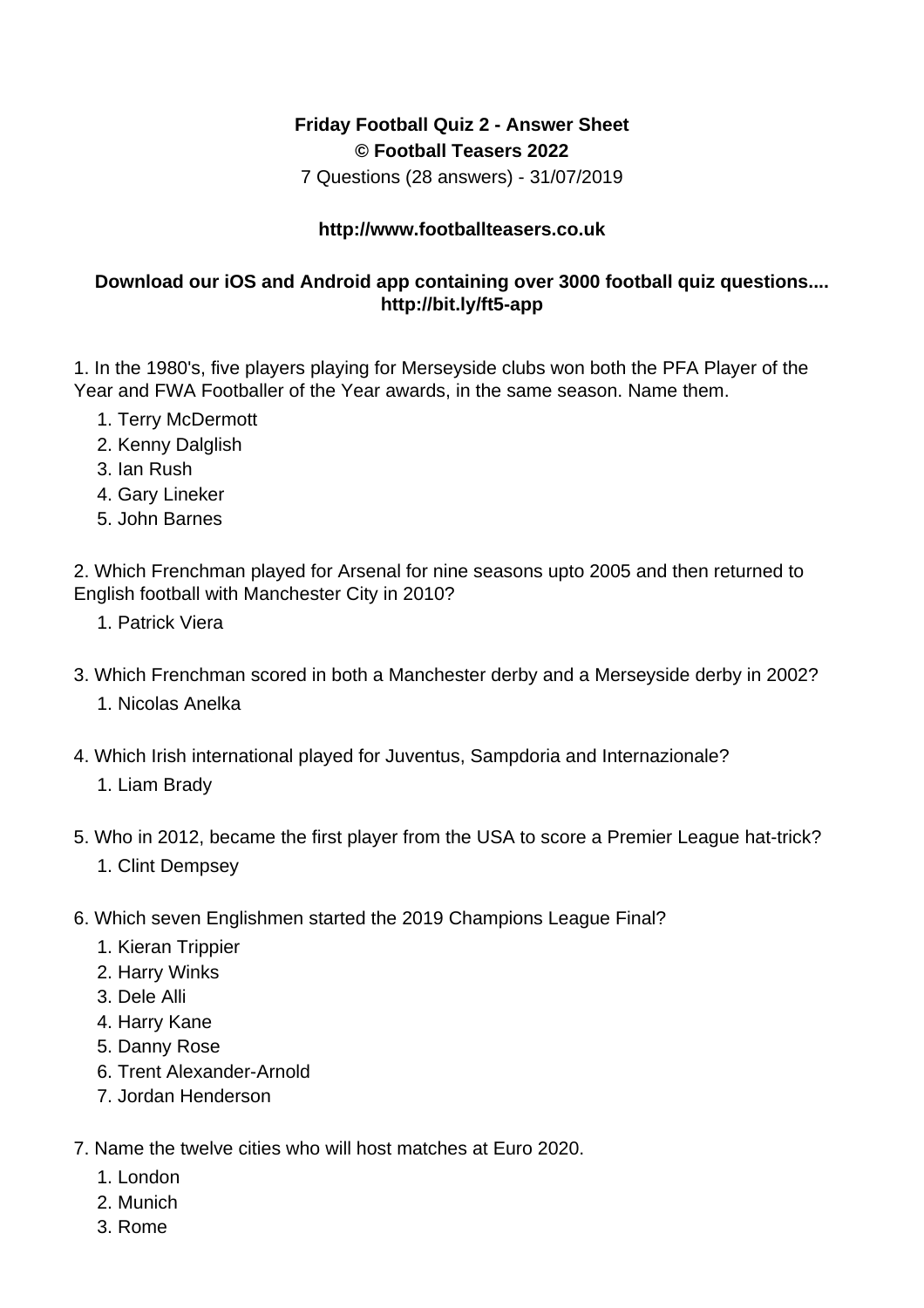**Friday Football Quiz 2 - Answer Sheet**
**© Football Teasers 2022**

7 Questions (28 answers) - 31/07/2019

**http://www.footballteasers.co.uk**

**Download our iOS and Android app containing over 3000 football quiz questions.... http://bit.ly/ft5-app**

1. In the 1980's, five players playing for Merseyside clubs won both the PFA Player of the Year and FWA Footballer of the Year awards, in the same season. Name them.
    1. Terry McDermott
    2. Kenny Dalglish
    3. Ian Rush
    4. Gary Lineker
    5. John Barnes

2. Which Frenchman played for Arsenal for nine seasons upto 2005 and then returned to English football with Manchester City in 2010?
    1. Patrick Viera

3. Which Frenchman scored in both a Manchester derby and a Merseyside derby in 2002?
    1. Nicolas Anelka

4. Which Irish international played for Juventus, Sampdoria and Internazionale?
    1. Liam Brady

5. Who in 2012, became the first player from the USA to score a Premier League hat-trick?
    1. Clint Dempsey

6. Which seven Englishmen started the 2019 Champions League Final?
    1. Kieran Trippier
    2. Harry Winks
    3. Dele Alli
    4. Harry Kane
    5. Danny Rose
    6. Trent Alexander-Arnold
    7. Jordan Henderson

7. Name the twelve cities who will host matches at Euro 2020.
    1. London
    2. Munich
    3. Rome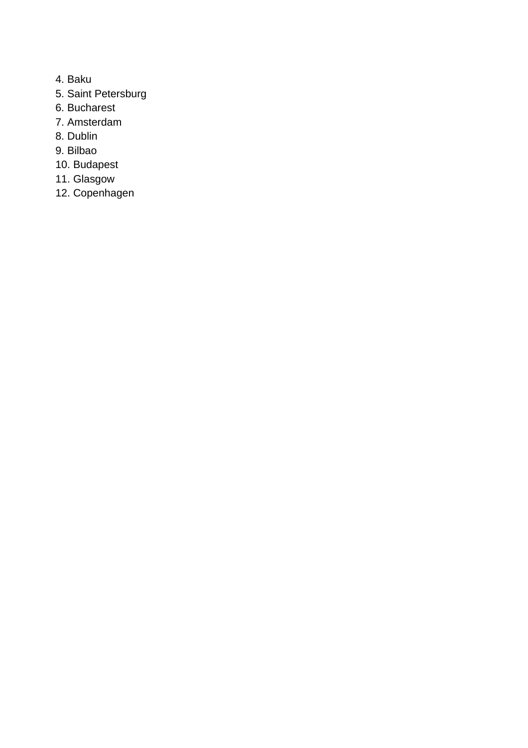4. Baku
5. Saint Petersburg
6. Bucharest
7. Amsterdam
8. Dublin
9. Bilbao
10. Budapest
11. Glasgow
12. Copenhagen